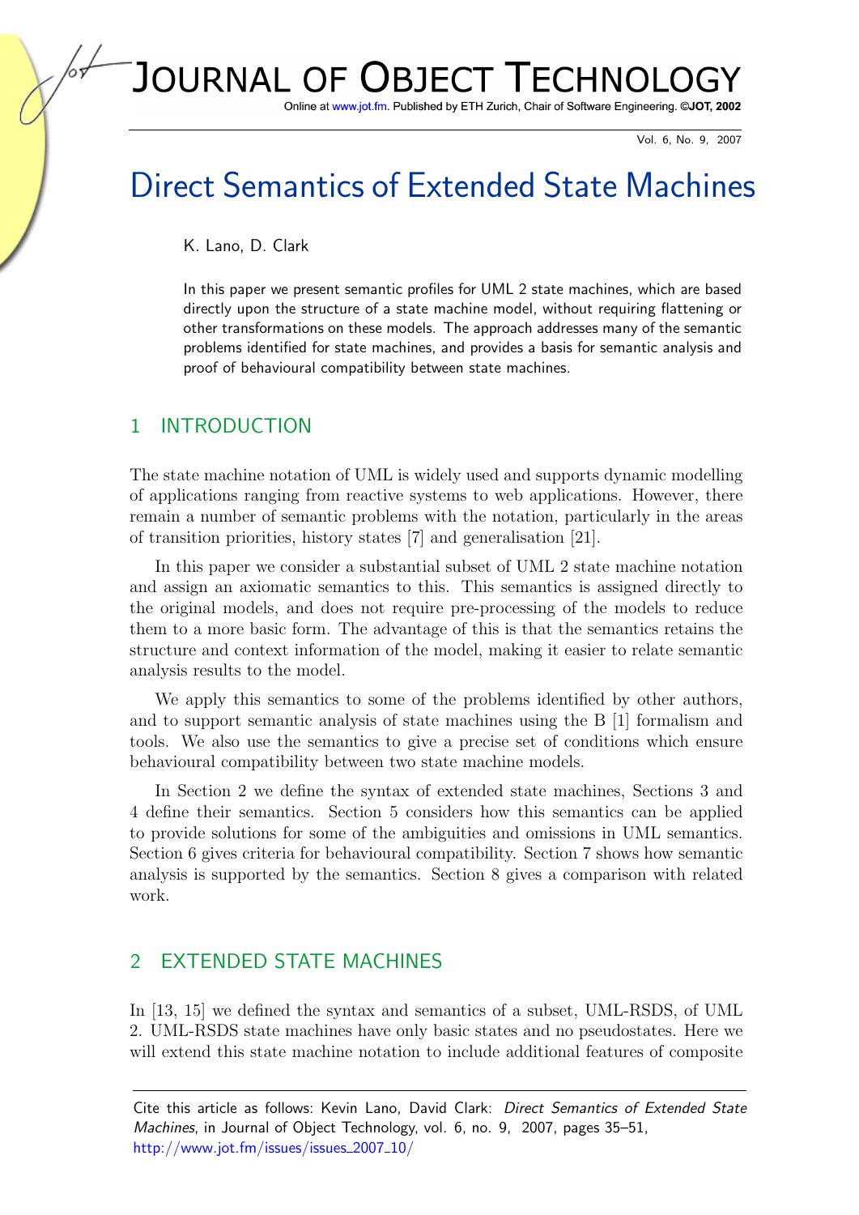# Direct Semantics of Extended State Machines

K. Lano, D. Clark

In this paper we present semantic profiles for UML 2 state machines, which are based directly upon the structure of a state machine model, without requiring flattening or other transformations on these models. The approach addresses many of the semantic problems identified for state machines, and provides a basis for semantic analysis and proof of behavioural compatibility between state machines.

## 1 INTRODUCTION

The state machine notation of UML is widely used and supports dynamic modelling of applications ranging from reactive systems to web applications. However, there remain a number of semantic problems with the notation, particularly in the areas of transition priorities, history states [7] and generalisation [21].

In this paper we consider a substantial subset of UML 2 state machine notation and assign an axiomatic semantics to this. This semantics is assigned directly to the original models, and does not require pre-processing of the models to reduce them to a more basic form. The advantage of this is that the semantics retains the structure and context information of the model, making it easier to relate semantic analysis results to the model.

We apply this semantics to some of the problems identified by other authors, and to support semantic analysis of state machines using the B [1] formalism and tools. We also use the semantics to give a precise set of conditions which ensure behavioural compatibility between two state machine models.

In Section 2 we define the syntax of extended state machines, Sections 3 and 4 define their semantics. Section 5 considers how this semantics can be applied to provide solutions for some of the ambiguities and omissions in UML semantics. Section 6 gives criteria for behavioural compatibility. Section 7 shows how semantic analysis is supported by the semantics. Section 8 gives a comparison with related work.

## 2 EXTENDED STATE MACHINES

In [13, 15] we defined the syntax and semantics of a subset, UML-RSDS, of UML 2. UML-RSDS state machines have only basic states and no pseudostates. Here we will extend this state machine notation to include additional features of composite

Cite this article as follows: Kevin Lano, David Clark: *Direct Semantics of Extended State Machines*, in Journal of Object Technology, vol. 6, no. 9, 2007, pages 35–51, http://www.jot.fm/issues/issues_2007_10/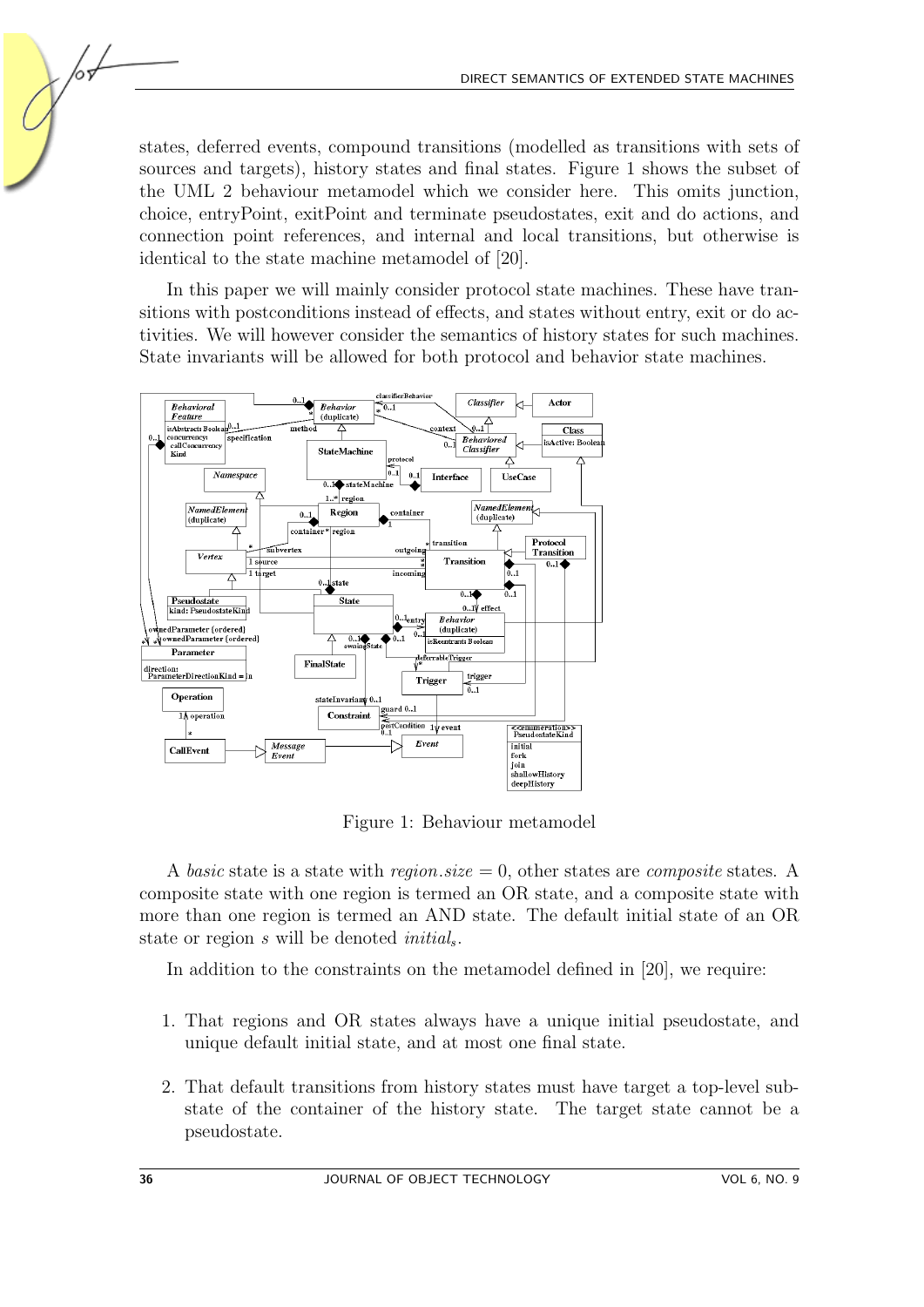states, deferred events, compound transitions (modelled as transitions with sets of sources and targets), history states and final states. Figure 1 shows the subset of the UML 2 behaviour metamodel which we consider here. This omits junction, choice, entryPoint, exitPoint and terminate pseudostates, exit and do actions, and connection point references, and internal and local transitions, but otherwise is identical to the state machine metamodel of [20].

In this paper we will mainly consider protocol state machines. These have transitions with postconditions instead of effects, and states without entry, exit or do activities. We will however consider the semantics of history states for such machines. State invariants will be allowed for both protocol and behavior state machines.

Figure 1: Behaviour metamodel

A *basic* state is a state with $region.size = 0$, other states are *composite* states. A composite state with one region is termed an OR state, and a composite state with more than one region is termed an AND state. The default initial state of an OR state or region $s$ will be denoted $initial_s$.

In addition to the constraints on the metamodel defined in [20], we require:

1. That regions and OR states always have a unique initial pseudostate, and unique default initial state, and at most one final state.

2. That default transitions from history states must have target a top-level substate of the container of the history state. The target state cannot be a pseudostate.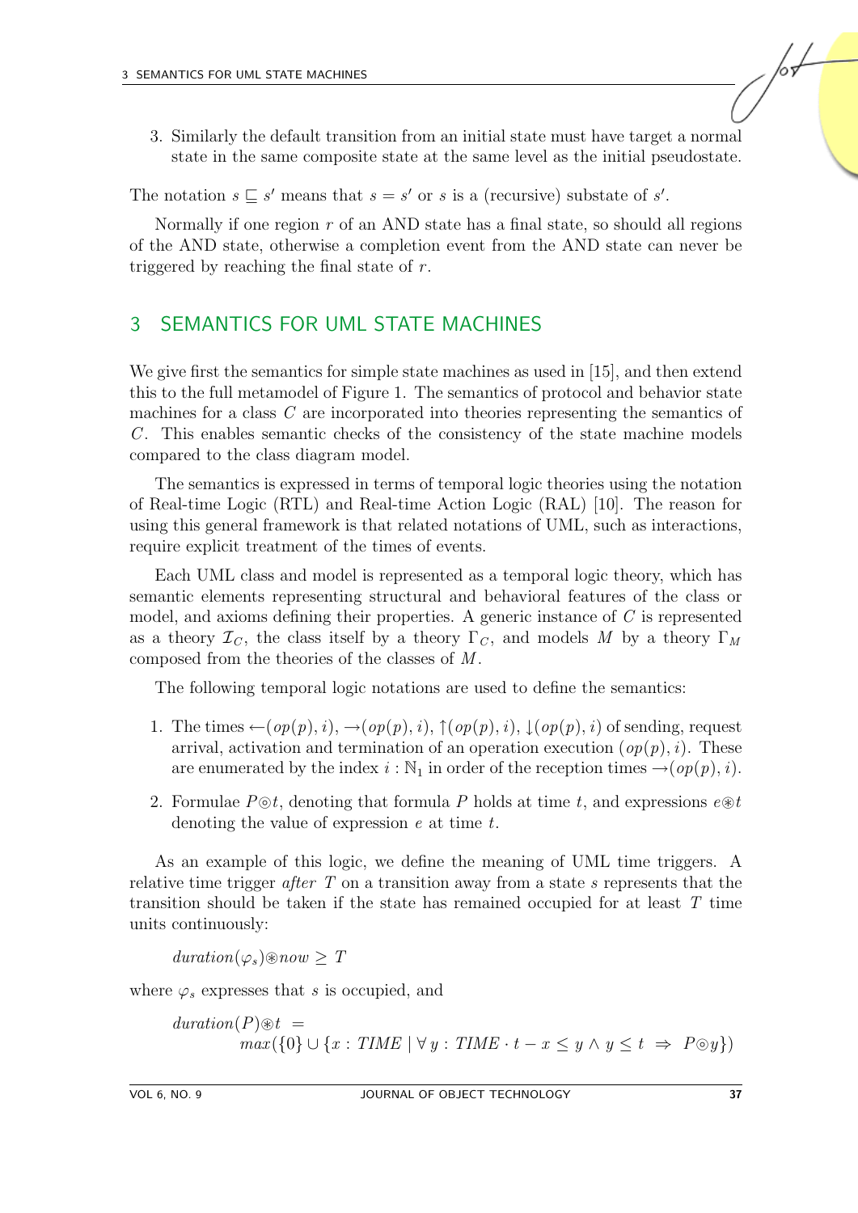3. Similarly the default transition from an initial state must have target a normal state in the same composite state at the same level as the initial pseudostate.

The notation $s \sqsubseteq s'$ means that $s = s'$ or $s$ is a (recursive) substate of $s'$.

Normally if one region $r$ of an AND state has a final state, so should all regions of the AND state, otherwise a completion event from the AND state can never be triggered by reaching the final state of $r$.

## 3 SEMANTICS FOR UML STATE MACHINES

We give first the semantics for simple state machines as used in [15], and then extend this to the full metamodel of Figure 1. The semantics of protocol and behavior state machines for a class $C$ are incorporated into theories representing the semantics of $C$. This enables semantic checks of the consistency of the state machine models compared to the class diagram model.

The semantics is expressed in terms of temporal logic theories using the notation of Real-time Logic (RTL) and Real-time Action Logic (RAL) [10]. The reason for using this general framework is that related notations of UML, such as interactions, require explicit treatment of the times of events.

Each UML class and model is represented as a temporal logic theory, which has semantic elements representing structural and behavioral features of the class or model, and axioms defining their properties. A generic instance of $C$ is represented as a theory $\mathcal{I}_C$, the class itself by a theory $\Gamma_C$, and models $M$ by a theory $\Gamma_M$ composed from the theories of the classes of $M$.

The following temporal logic notations are used to define the semantics:

1. The times $\leftarrow(op(p), i)$, $\rightarrow(op(p), i)$, $\uparrow(op(p), i)$, $\downarrow(op(p), i)$ of sending, request arrival, activation and termination of an operation execution $(op(p), i)$. These are enumerated by the index $i : \mathbb{N}_1$ in order of the reception times $\rightarrow(op(p), i)$.

2. Formulae $P \circledcirc t$, denoting that formula $P$ holds at time $t$, and expressions $e \circledast t$ denoting the value of expression $e$ at time $t$.

As an example of this logic, we define the meaning of UML time triggers. A relative time trigger *after* $T$ on a transition away from a state $s$ represents that the transition should be taken if the state has remained occupied for at least $T$ time units continuously:

$$duration(\varphi_s) \circledast now \geq T$$

where $\varphi_s$ expresses that $s$ is occupied, and

$$duration(P) \circledast t \;=\; max(\{0\} \cup \{x : TIME \mid \forall\, y : TIME \cdot t - x \leq y \wedge y \leq t \;\Rightarrow\; P \circledcirc y\})$$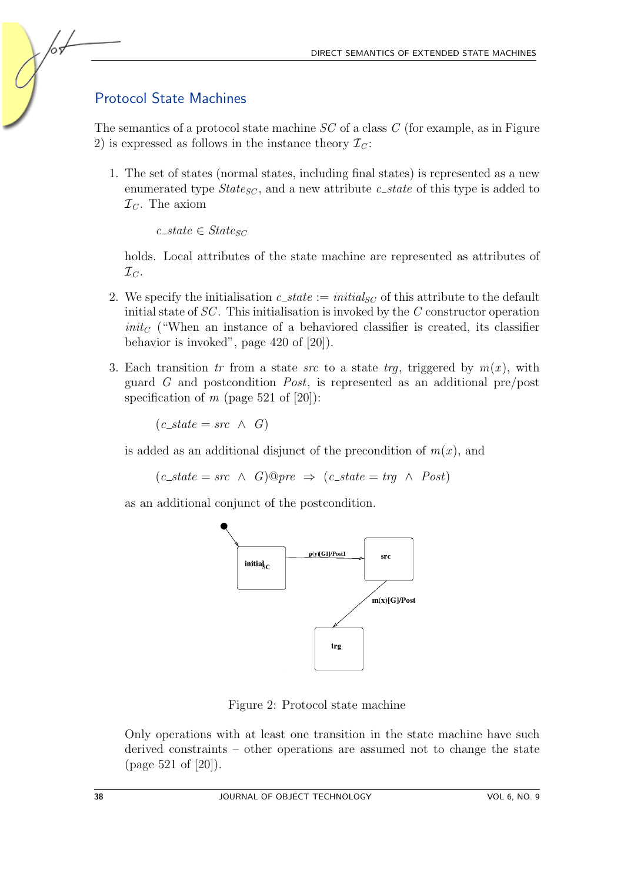## Protocol State Machines

The semantics of a protocol state machine $SC$ of a class $C$ (for example, as in Figure 2) is expressed as follows in the instance theory $\mathcal{I}_C$:

1. The set of states (normal states, including final states) is represented as a new enumerated type $State_{SC}$, and a new attribute $c\_state$ of this type is added to $\mathcal{I}_C$. The axiom

   $$c\_state \in State_{SC}$$

   holds. Local attributes of the state machine are represented as attributes of $\mathcal{I}_C$.

2. We specify the initialisation $c\_state := initial_{SC}$ of this attribute to the default initial state of $SC$. This initialisation is invoked by the $C$ constructor operation $init_C$ ("When an instance of a behaviored classifier is created, its classifier behavior is invoked", page 420 of [20]).

3. Each transition $tr$ from a state $src$ to a state $trg$, triggered by $m(x)$, with guard $G$ and postcondition $Post$, is represented as an additional pre/post specification of $m$ (page 521 of [20]):

   $$(c\_state = src \ \wedge \ G)$$

   is added as an additional disjunct of the precondition of $m(x)$, and

   $$(c\_state = src \ \wedge \ G)@pre \ \Rightarrow \ (c\_state = trg \ \wedge \ Post)$$

   as an additional conjunct of the postcondition.

Figure 2: Protocol state machine

Only operations with at least one transition in the state machine have such derived constraints – other operations are assumed not to change the state (page 521 of [20]).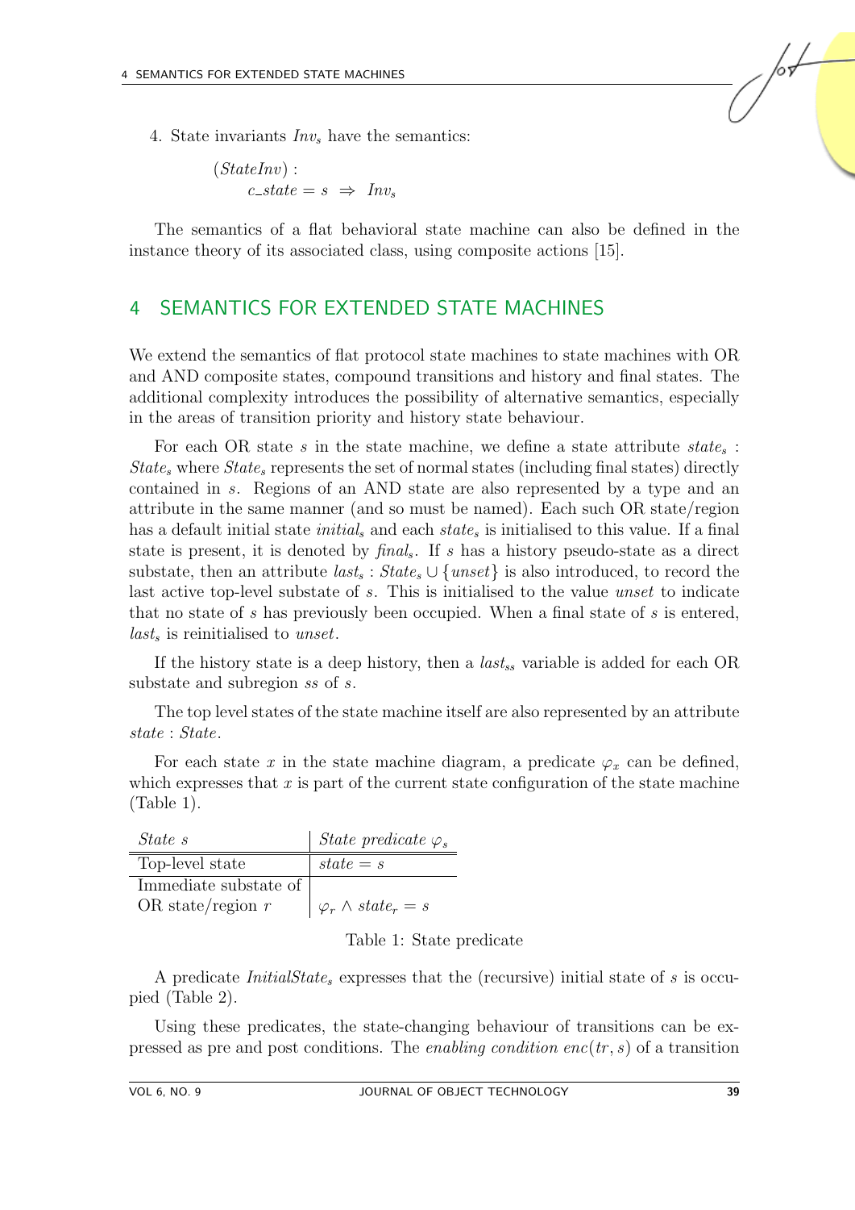4. State invariants $Inv_s$ have the semantics:

$$
\begin{array}{l}
(StateInv): \\
\quad c\_state = s \;\Rightarrow\; Inv_s
\end{array}
$$

The semantics of a flat behavioral state machine can also be defined in the instance theory of its associated class, using composite actions [15].

## 4 SEMANTICS FOR EXTENDED STATE MACHINES

We extend the semantics of flat protocol state machines to state machines with OR and AND composite states, compound transitions and history and final states. The additional complexity introduces the possibility of alternative semantics, especially in the areas of transition priority and history state behaviour.

For each OR state $s$ in the state machine, we define a state attribute $state_s : State_s$ where $State_s$ represents the set of normal states (including final states) directly contained in $s$. Regions of an AND state are also represented by a type and an attribute in the same manner (and so must be named). Each such OR state/region has a default initial state $initial_s$ and each $state_s$ is initialised to this value. If a final state is present, it is denoted by $final_s$. If $s$ has a history pseudo-state as a direct substate, then an attribute $last_s : State_s \cup \{unset\}$ is also introduced, to record the last active top-level substate of $s$. This is initialised to the value $unset$ to indicate that no state of $s$ has previously been occupied. When a final state of $s$ is entered, $last_s$ is reinitialised to $unset$.

If the history state is a deep history, then a $last_{ss}$ variable is added for each OR substate and subregion $ss$ of $s$.

The top level states of the state machine itself are also represented by an attribute $state : State$.

For each state $x$ in the state machine diagram, a predicate $\varphi_x$ can be defined, which expresses that $x$ is part of the current state configuration of the state machine (Table 1).

| *State s* | *State predicate* $\varphi_s$ |
|---|---|
| Top-level state | $state = s$ |
| Immediate substate of OR state/region $r$ | $\varphi_r \wedge state_r = s$ |

Table 1: State predicate

A predicate $InitialState_s$ expresses that the (recursive) initial state of $s$ is occupied (Table 2).

Using these predicates, the state-changing behaviour of transitions can be expressed as pre and post conditions. The *enabling condition* $enc(tr, s)$ of a transition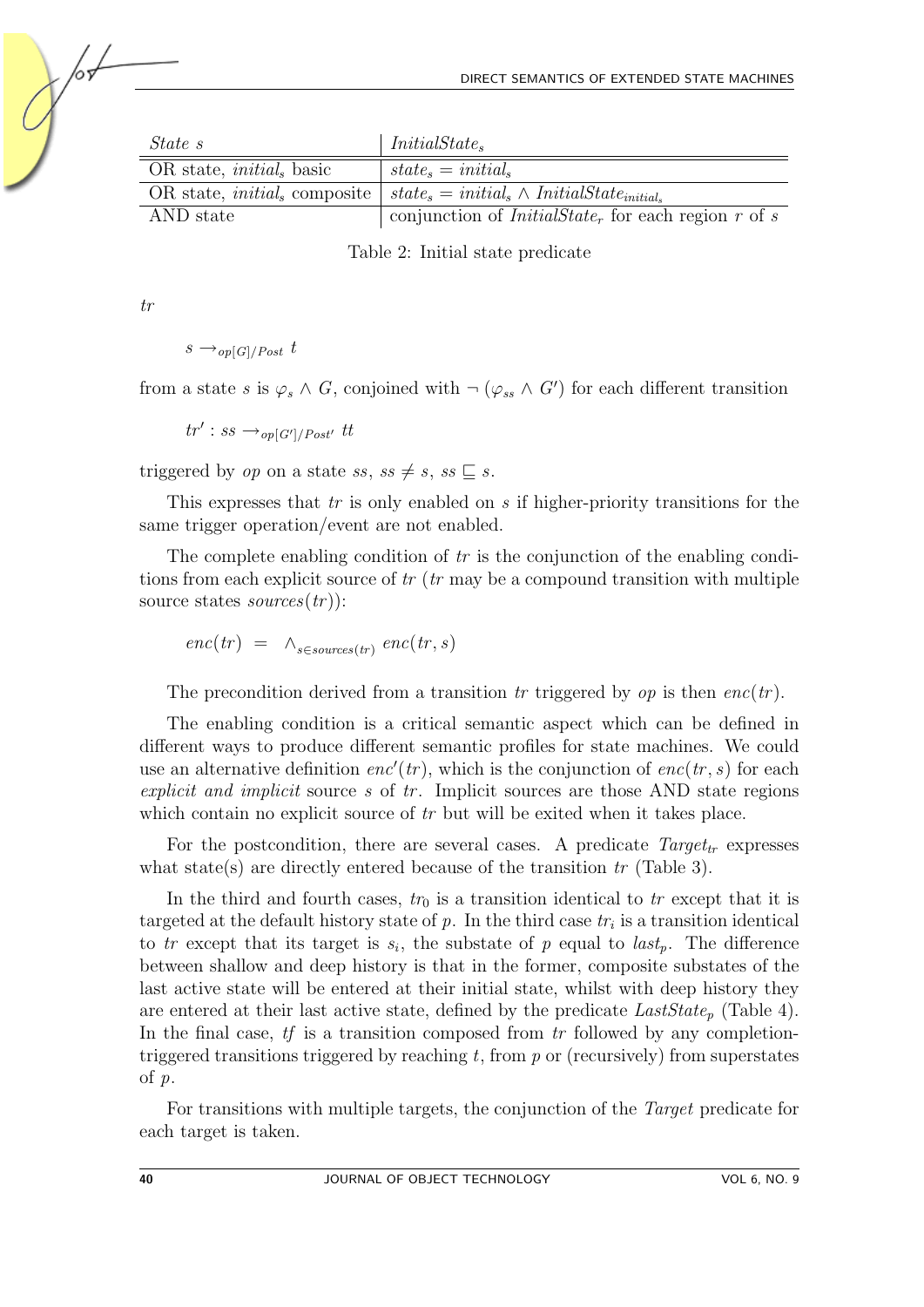| *State s* | $InitialState_s$ |
|---|---|
| OR state, $initial_s$ basic | $state_s = initial_s$ |
| OR state, $initial_s$ composite | $state_s = initial_s \wedge InitialState_{initial_s}$ |
| AND state | conjunction of $InitialState_r$ for each region $r$ of $s$ |

Table 2: Initial state predicate

$tr$

$$s \rightarrow_{op[G]/Post}\ t$$

from a state $s$ is $\varphi_s \wedge G$, conjoined with $\neg\,(\varphi_{ss} \wedge G')$ for each different transition

$$tr' : ss \rightarrow_{op[G']/Post'}\ tt$$

triggered by $op$ on a state $ss$, $ss \neq s$, $ss \sqsubseteq s$.

This expresses that $tr$ is only enabled on $s$ if higher-priority transitions for the same trigger operation/event are not enabled.

The complete enabling condition of $tr$ is the conjunction of the enabling conditions from each explicit source of $tr$ ($tr$ may be a compound transition with multiple source states $sources(tr)$):

$$enc(tr) \ = \ \wedge_{s \in sources(tr)}\ enc(tr, s)$$

The precondition derived from a transition $tr$ triggered by $op$ is then $enc(tr)$.

The enabling condition is a critical semantic aspect which can be defined in different ways to produce different semantic profiles for state machines. We could use an alternative definition $enc'(tr)$, which is the conjunction of $enc(tr, s)$ for each *explicit and implicit* source $s$ of $tr$. Implicit sources are those AND state regions which contain no explicit source of $tr$ but will be exited when it takes place.

For the postcondition, there are several cases. A predicate $Target_{tr}$ expresses what state(s) are directly entered because of the transition $tr$ (Table 3).

In the third and fourth cases, $tr_0$ is a transition identical to $tr$ except that it is targeted at the default history state of $p$. In the third case $tr_i$ is a transition identical to $tr$ except that its target is $s_i$, the substate of $p$ equal to $last_p$. The difference between shallow and deep history is that in the former, composite substates of the last active state will be entered at their initial state, whilst with deep history they are entered at their last active state, defined by the predicate $LastState_p$ (Table 4). In the final case, $tf$ is a transition composed from $tr$ followed by any completion-triggered transitions triggered by reaching $t$, from $p$ or (recursively) from superstates of $p$.

For transitions with multiple targets, the conjunction of the *Target* predicate for each target is taken.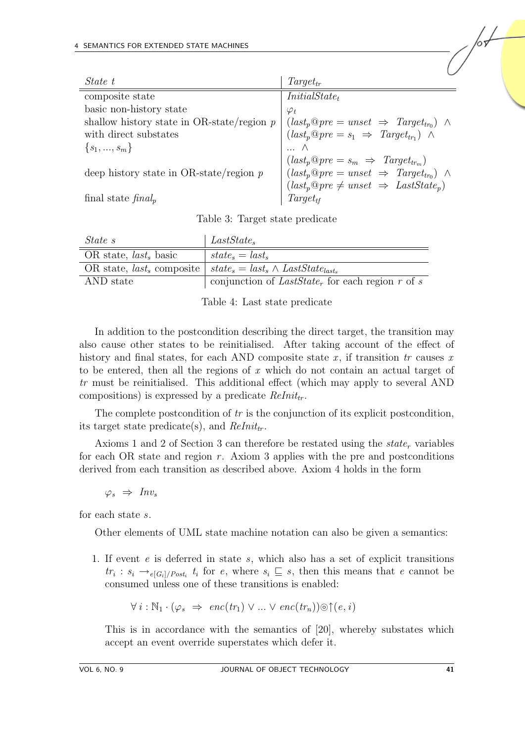| *State t* | $Target_{tr}$ |
| --- | --- |
| composite state | $InitialState_t$ |
| basic non-history state | $\varphi_t$ |
| shallow history state in OR-state/region $p$ with direct substates $\{s_1, ..., s_m\}$ | $(last_p@pre = unset \;\Rightarrow\; Target_{tr_0}) \;\wedge$ $(last_p@pre = s_1 \;\Rightarrow\; Target_{tr_1}) \;\wedge$ $... \;\wedge$ $(last_p@pre = s_m \;\Rightarrow\; Target_{tr_m})$ |
| deep history state in OR-state/region $p$ | $(last_p@pre = unset \;\Rightarrow\; Target_{tr_0}) \;\wedge$ $(last_p@pre \neq unset \;\Rightarrow\; LastState_p)$ |
| final state $final_p$ | $Target_{tf}$ |

Table 3: Target state predicate

| *State s* | $LastState_s$ |
| --- | --- |
| OR state, $last_s$ basic | $state_s = last_s$ |
| OR state, $last_s$ composite | $state_s = last_s \wedge LastState_{last_s}$ |
| AND state | conjunction of $LastState_r$ for each region $r$ of $s$ |

Table 4: Last state predicate

In addition to the postcondition describing the direct target, the transition may also cause other states to be reinitialised. After taking account of the effect of history and final states, for each AND composite state $x$, if transition $tr$ causes $x$ to be entered, then all the regions of $x$ which do not contain an actual target of $tr$ must be reinitialised. This additional effect (which may apply to several AND compositions) is expressed by a predicate $ReInit_{tr}$.

The complete postcondition of $tr$ is the conjunction of its explicit postcondition, its target state predicate(s), and $ReInit_{tr}$.

Axioms 1 and 2 of Section 3 can therefore be restated using the $state_r$ variables for each OR state and region $r$. Axiom 3 applies with the pre and postconditions derived from each transition as described above. Axiom 4 holds in the form

$$\varphi_s \;\Rightarrow\; Inv_s$$

for each state $s$.

Other elements of UML state machine notation can also be given a semantics:

1. If event $e$ is deferred in state $s$, which also has a set of explicit transitions $tr_i : s_i \rightarrow_{e[G_i]/Post_i} t_i$ for $e$, where $s_i \sqsubseteq s$, then this means that $e$ cannot be consumed unless one of these transitions is enabled:

   $$\forall\, i : \mathbb{N}_1 \cdot (\varphi_s \;\Rightarrow\; enc(tr_1) \vee ... \vee enc(tr_n)) \circledcirc \uparrow(e, i)$$

   This is in accordance with the semantics of [20], whereby substates which accept an event override superstates which defer it.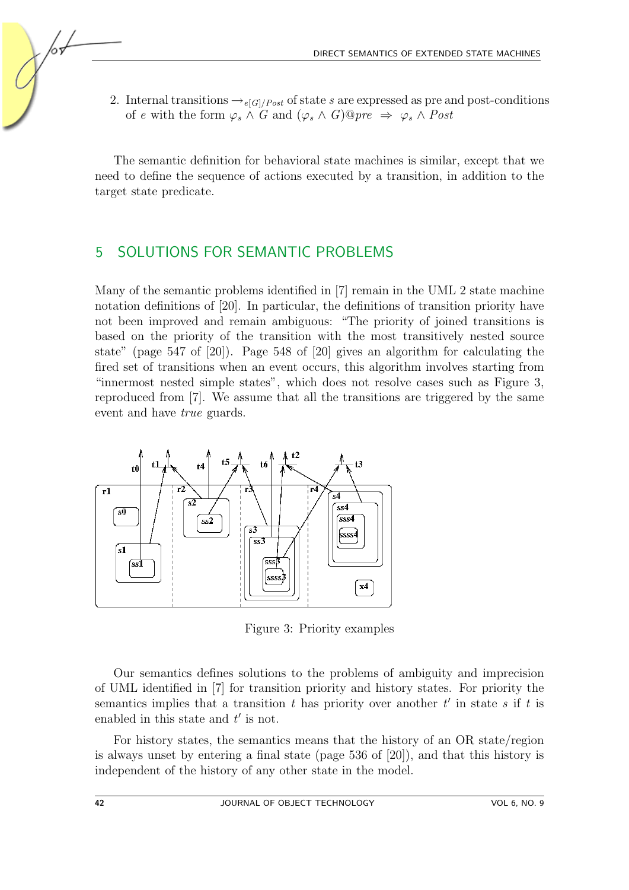2. Internal transitions $\rightarrow_{e[G]/Post}$ of state $s$ are expressed as pre and post-conditions of $e$ with the form $\varphi_s \wedge G$ and $(\varphi_s \wedge G)@pre \;\Rightarrow\; \varphi_s \wedge Post$

The semantic definition for behavioral state machines is similar, except that we need to define the sequence of actions executed by a transition, in addition to the target state predicate.

## 5 SOLUTIONS FOR SEMANTIC PROBLEMS

Many of the semantic problems identified in [7] remain in the UML 2 state machine notation definitions of [20]. In particular, the definitions of transition priority have not been improved and remain ambiguous: "The priority of joined transitions is based on the priority of the transition with the most transitively nested source state" (page 547 of [20]). Page 548 of [20] gives an algorithm for calculating the fired set of transitions when an event occurs, this algorithm involves starting from "innermost nested simple states", which does not resolve cases such as Figure 3, reproduced from [7]. We assume that all the transitions are triggered by the same event and have *true* guards.

Figure 3: Priority examples

Our semantics defines solutions to the problems of ambiguity and imprecision of UML identified in [7] for transition priority and history states. For priority the semantics implies that a transition $t$ has priority over another $t'$ in state $s$ if $t$ is enabled in this state and $t'$ is not.

For history states, the semantics means that the history of an OR state/region is always unset by entering a final state (page 536 of [20]), and that this history is independent of the history of any other state in the model.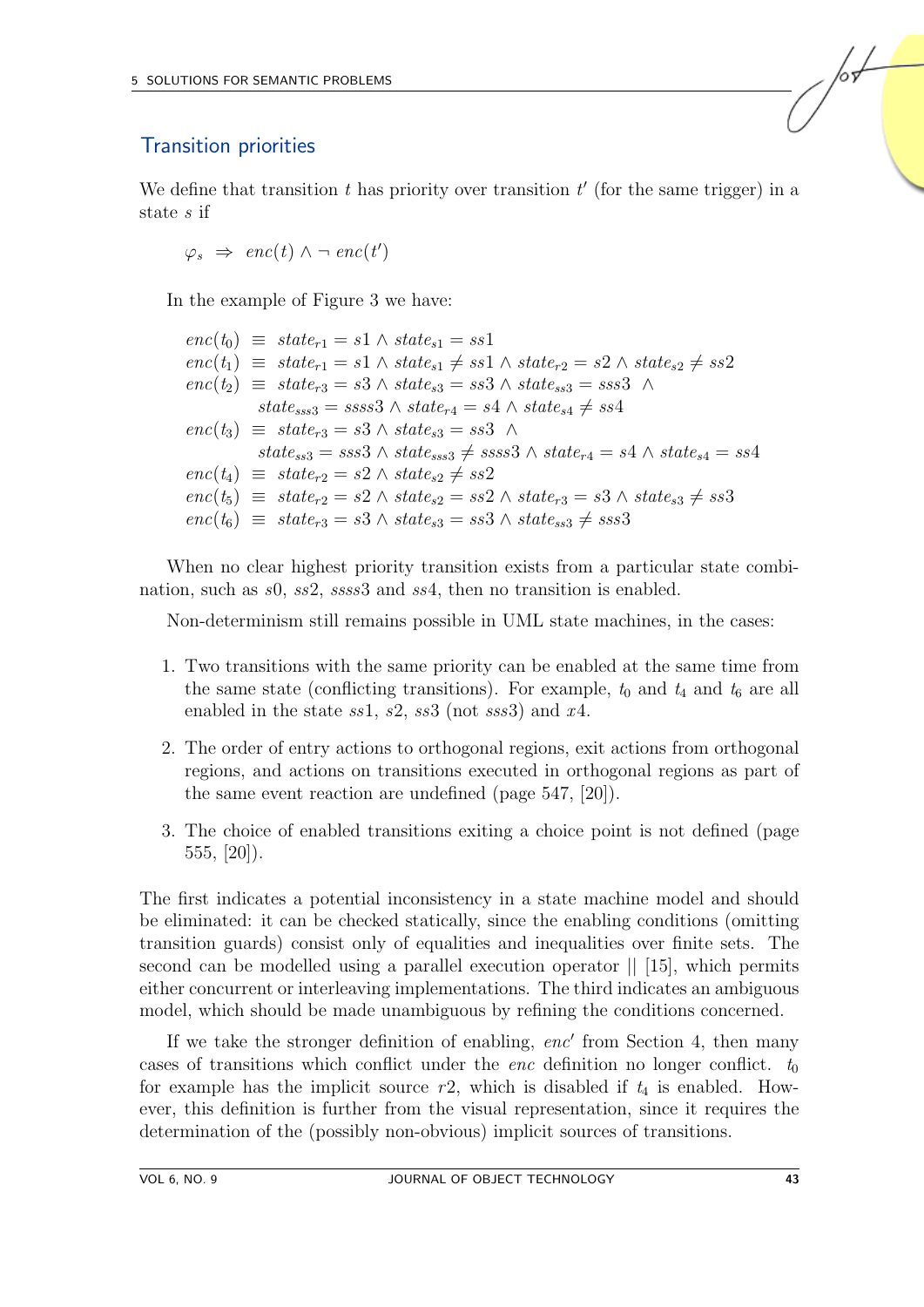## Transition priorities

We define that transition $t$ has priority over transition $t'$ (for the same trigger) in a state $s$ if

$$\varphi_s \;\Rightarrow\; enc(t) \wedge \neg\, enc(t')$$

In the example of Figure 3 we have:

$$
\begin{aligned}
enc(t_0) \;&\equiv\; state_{r1} = s1 \wedge state_{s1} = ss1\\
enc(t_1) \;&\equiv\; state_{r1} = s1 \wedge state_{s1} \neq ss1 \wedge state_{r2} = s2 \wedge state_{s2} \neq ss2\\
enc(t_2) \;&\equiv\; state_{r3} = s3 \wedge state_{s3} = ss3 \wedge state_{ss3} = sss3 \;\wedge\\
&\quad\; state_{sss3} = ssss3 \wedge state_{r4} = s4 \wedge state_{s4} \neq ss4\\
enc(t_3) \;&\equiv\; state_{r3} = s3 \wedge state_{s3} = ss3 \;\wedge\\
&\quad\; state_{ss3} = sss3 \wedge state_{sss3} \neq ssss3 \wedge state_{r4} = s4 \wedge state_{s4} = ss4\\
enc(t_4) \;&\equiv\; state_{r2} = s2 \wedge state_{s2} \neq ss2\\
enc(t_5) \;&\equiv\; state_{r2} = s2 \wedge state_{s2} = ss2 \wedge state_{r3} = s3 \wedge state_{s3} \neq ss3\\
enc(t_6) \;&\equiv\; state_{r3} = s3 \wedge state_{s3} = ss3 \wedge state_{ss3} \neq sss3
\end{aligned}
$$

When no clear highest priority transition exists from a particular state combination, such as $s0$, $ss2$, $ssss3$ and $ss4$, then no transition is enabled.

Non-determinism still remains possible in UML state machines, in the cases:

1. Two transitions with the same priority can be enabled at the same time from the same state (conflicting transitions). For example, $t_0$ and $t_4$ and $t_6$ are all enabled in the state $ss1$, $s2$, $ss3$ (not $sss3$) and $x4$.
2. The order of entry actions to orthogonal regions, exit actions from orthogonal regions, and actions on transitions executed in orthogonal regions as part of the same event reaction are undefined (page 547, [20]).
3. The choice of enabled transitions exiting a choice point is not defined (page 555, [20]).

The first indicates a potential inconsistency in a state machine model and should be eliminated: it can be checked statically, since the enabling conditions (omitting transition guards) consist only of equalities and inequalities over finite sets. The second can be modelled using a parallel execution operator || [15], which permits either concurrent or interleaving implementations. The third indicates an ambiguous model, which should be made unambiguous by refining the conditions concerned.

If we take the stronger definition of enabling, $enc'$ from Section 4, then many cases of transitions which conflict under the $enc$ definition no longer conflict. $t_0$ for example has the implicit source $r2$, which is disabled if $t_4$ is enabled. However, this definition is further from the visual representation, since it requires the determination of the (possibly non-obvious) implicit sources of transitions.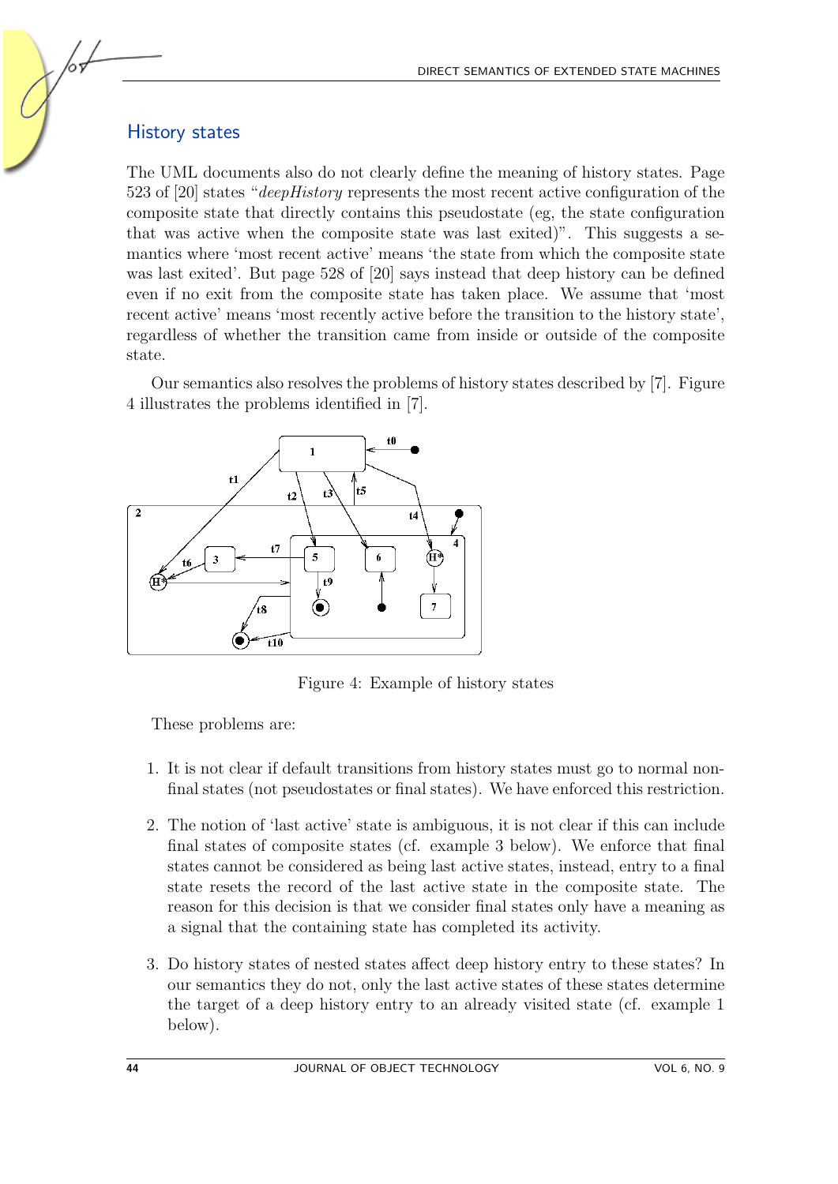## History states

The UML documents also do not clearly define the meaning of history states. Page 523 of [20] states "*deepHistory* represents the most recent active configuration of the composite state that directly contains this pseudostate (eg, the state configuration that was active when the composite state was last exited)". This suggests a semantics where 'most recent active' means 'the state from which the composite state was last exited'. But page 528 of [20] says instead that deep history can be defined even if no exit from the composite state has taken place. We assume that 'most recent active' means 'most recently active before the transition to the history state', regardless of whether the transition came from inside or outside of the composite state.

Our semantics also resolves the problems of history states described by [7]. Figure 4 illustrates the problems identified in [7].

Figure 4: Example of history states

These problems are:

1. It is not clear if default transitions from history states must go to normal non-final states (not pseudostates or final states). We have enforced this restriction.

2. The notion of 'last active' state is ambiguous, it is not clear if this can include final states of composite states (cf. example 3 below). We enforce that final states cannot be considered as being last active states, instead, entry to a final state resets the record of the last active state in the composite state. The reason for this decision is that we consider final states only have a meaning as a signal that the containing state has completed its activity.

3. Do history states of nested states affect deep history entry to these states? In our semantics they do not, only the last active states of these states determine the target of a deep history entry to an already visited state (cf. example 1 below).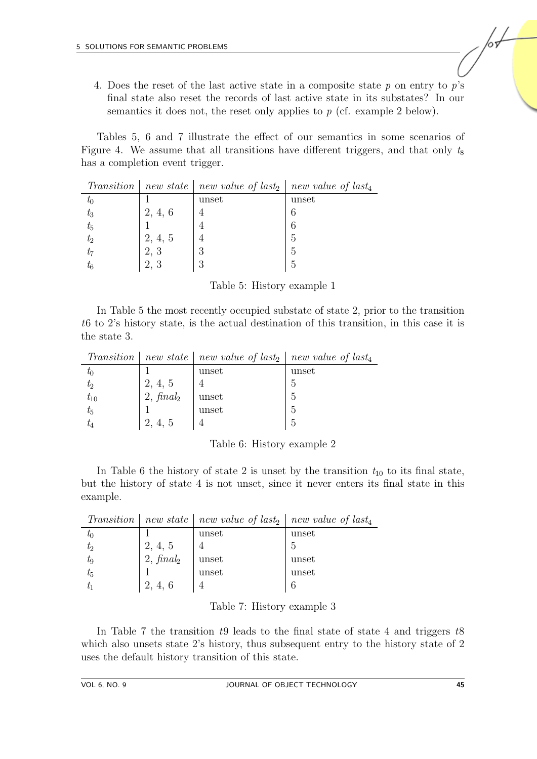4. Does the reset of the last active state in a composite state $p$ on entry to $p$'s final state also reset the records of last active state in its substates? In our semantics it does not, the reset only applies to $p$ (cf. example 2 below).

Tables 5, 6 and 7 illustrate the effect of our semantics in some scenarios of Figure 4. We assume that all transitions have different triggers, and that only $t_8$ has a completion event trigger.

| *Transition* | *new state* | *new value of* $last_2$ | *new value of* $last_4$ |
|---|---|---|---|
| $t_0$ | 1 | unset | unset |
| $t_3$ | 2, 4, 6 | 4 | 6 |
| $t_5$ | 1 | 4 | 6 |
| $t_2$ | 2, 4, 5 | 4 | 5 |
| $t_7$ | 2, 3 | 3 | 5 |
| $t_6$ | 2, 3 | 3 | 5 |

Table 5: History example 1

In Table 5 the most recently occupied substate of state 2, prior to the transition $t6$ to 2's history state, is the actual destination of this transition, in this case it is the state 3.

| *Transition* | *new state* | *new value of* $last_2$ | *new value of* $last_4$ |
|---|---|---|---|
| $t_0$ | 1 | unset | unset |
| $t_2$ | 2, 4, 5 | 4 | 5 |
| $t_{10}$ | 2, $final_2$ | unset | 5 |
| $t_5$ | 1 | unset | 5 |
| $t_4$ | 2, 4, 5 | 4 | 5 |

Table 6: History example 2

In Table 6 the history of state 2 is unset by the transition $t_{10}$ to its final state, but the history of state 4 is not unset, since it never enters its final state in this example.

| *Transition* | *new state* | *new value of* $last_2$ | *new value of* $last_4$ |
|---|---|---|---|
| $t_0$ | 1 | unset | unset |
| $t_2$ | 2, 4, 5 | 4 | 5 |
| $t_9$ | 2, $final_2$ | unset | unset |
| $t_5$ | 1 | unset | unset |
| $t_1$ | 2, 4, 6 | 4 | 6 |

Table 7: History example 3

In Table 7 the transition $t9$ leads to the final state of state 4 and triggers $t8$ which also unsets state 2's history, thus subsequent entry to the history state of 2 uses the default history transition of this state.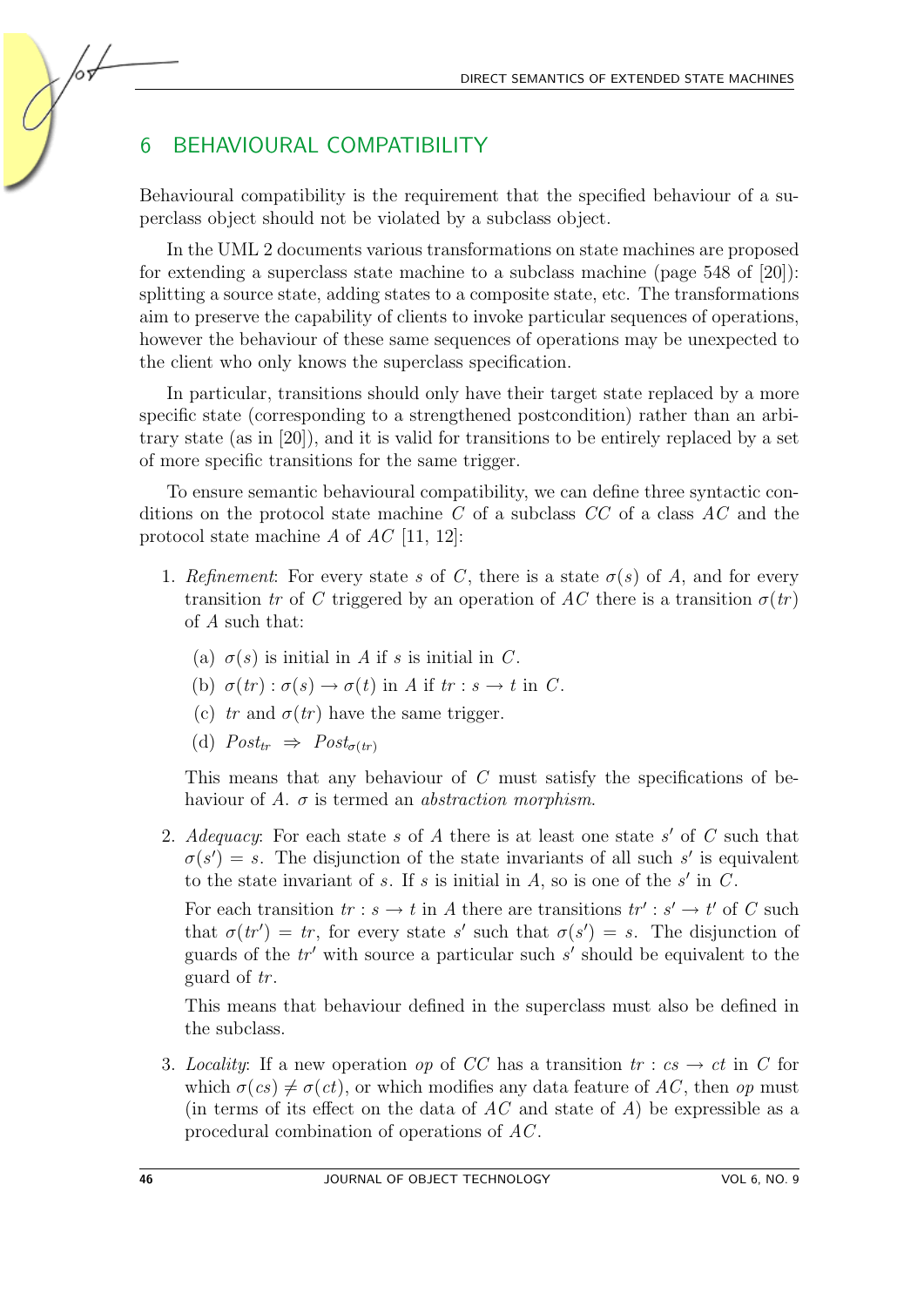# 6 BEHAVIOURAL COMPATIBILITY

Behavioural compatibility is the requirement that the specified behaviour of a superclass object should not be violated by a subclass object.

In the UML 2 documents various transformations on state machines are proposed for extending a superclass state machine to a subclass machine (page 548 of [20]): splitting a source state, adding states to a composite state, etc. The transformations aim to preserve the capability of clients to invoke particular sequences of operations, however the behaviour of these same sequences of operations may be unexpected to the client who only knows the superclass specification.

In particular, transitions should only have their target state replaced by a more specific state (corresponding to a strengthened postcondition) rather than an arbitrary state (as in [20]), and it is valid for transitions to be entirely replaced by a set of more specific transitions for the same trigger.

To ensure semantic behavioural compatibility, we can define three syntactic conditions on the protocol state machine $C$ of a subclass $CC$ of a class $AC$ and the protocol state machine $A$ of $AC$ [11, 12]:

1. *Refinement*: For every state $s$ of $C$, there is a state $\sigma(s)$ of $A$, and for every transition $tr$ of $C$ triggered by an operation of $AC$ there is a transition $\sigma(tr)$ of $A$ such that:

   (a) $\sigma(s)$ is initial in $A$ if $s$ is initial in $C$.

   (b) $\sigma(tr) : \sigma(s) \rightarrow \sigma(t)$ in $A$ if $tr : s \rightarrow t$ in $C$.

   (c) $tr$ and $\sigma(tr)$ have the same trigger.

   (d) $Post_{tr} \;\Rightarrow\; Post_{\sigma(tr)}$

   This means that any behaviour of $C$ must satisfy the specifications of behaviour of $A$. $\sigma$ is termed an *abstraction morphism*.

2. *Adequacy*: For each state $s$ of $A$ there is at least one state $s'$ of $C$ such that $\sigma(s') = s$. The disjunction of the state invariants of all such $s'$ is equivalent to the state invariant of $s$. If $s$ is initial in $A$, so is one of the $s'$ in $C$.

   For each transition $tr : s \rightarrow t$ in $A$ there are transitions $tr' : s' \rightarrow t'$ of $C$ such that $\sigma(tr') = tr$, for every state $s'$ such that $\sigma(s') = s$. The disjunction of guards of the $tr'$ with source a particular such $s'$ should be equivalent to the guard of $tr$.

   This means that behaviour defined in the superclass must also be defined in the subclass.

3. *Locality*: If a new operation $op$ of $CC$ has a transition $tr : cs \rightarrow ct$ in $C$ for which $\sigma(cs) \neq \sigma(ct)$, or which modifies any data feature of $AC$, then $op$ must (in terms of its effect on the data of $AC$ and state of $A$) be expressible as a procedural combination of operations of $AC$.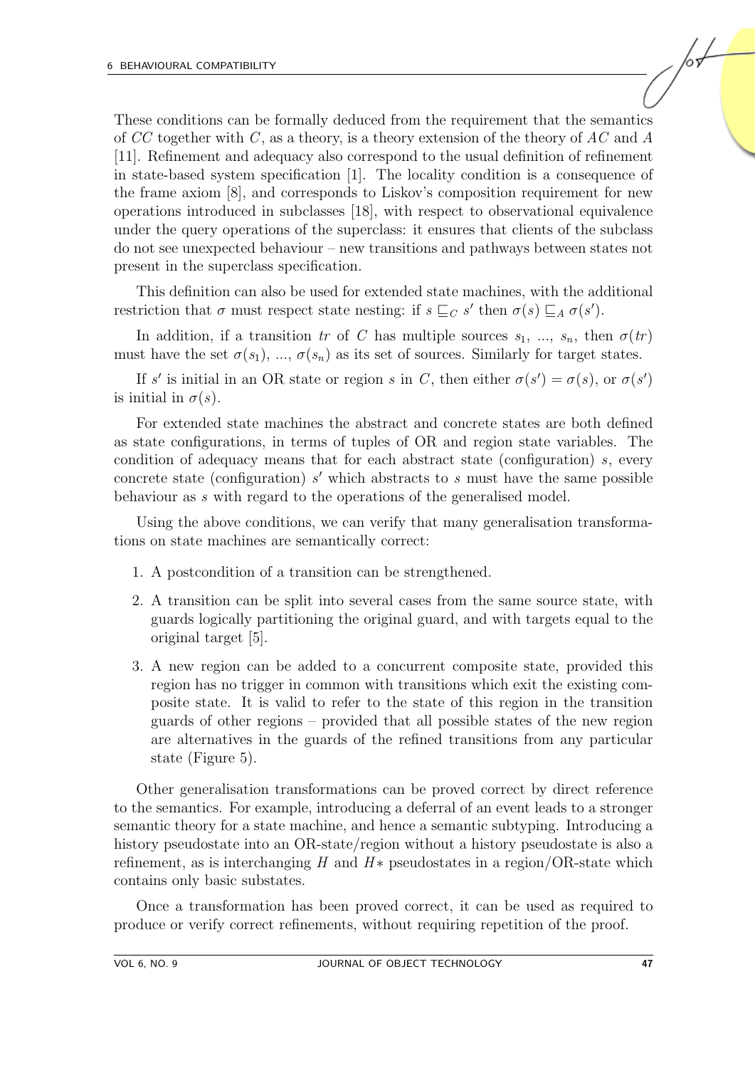These conditions can be formally deduced from the requirement that the semantics of $CC$ together with $C$, as a theory, is a theory extension of the theory of $AC$ and $A$ [11]. Refinement and adequacy also correspond to the usual definition of refinement in state-based system specification [1]. The locality condition is a consequence of the frame axiom [8], and corresponds to Liskov's composition requirement for new operations introduced in subclasses [18], with respect to observational equivalence under the query operations of the superclass: it ensures that clients of the subclass do not see unexpected behaviour – new transitions and pathways between states not present in the superclass specification.

This definition can also be used for extended state machines, with the additional restriction that $\sigma$ must respect state nesting: if $s \sqsubseteq_C s'$ then $\sigma(s) \sqsubseteq_A \sigma(s')$.

In addition, if a transition $tr$ of $C$ has multiple sources $s_1$, ..., $s_n$, then $\sigma(tr)$ must have the set $\sigma(s_1)$, ..., $\sigma(s_n)$ as its set of sources. Similarly for target states.

If $s'$ is initial in an OR state or region $s$ in $C$, then either $\sigma(s') = \sigma(s)$, or $\sigma(s')$ is initial in $\sigma(s)$.

For extended state machines the abstract and concrete states are both defined as state configurations, in terms of tuples of OR and region state variables. The condition of adequacy means that for each abstract state (configuration) $s$, every concrete state (configuration) $s'$ which abstracts to $s$ must have the same possible behaviour as $s$ with regard to the operations of the generalised model.

Using the above conditions, we can verify that many generalisation transformations on state machines are semantically correct:

1. A postcondition of a transition can be strengthened.
2. A transition can be split into several cases from the same source state, with guards logically partitioning the original guard, and with targets equal to the original target [5].
3. A new region can be added to a concurrent composite state, provided this region has no trigger in common with transitions which exit the existing composite state. It is valid to refer to the state of this region in the transition guards of other regions – provided that all possible states of the new region are alternatives in the guards of the refined transitions from any particular state (Figure 5).

Other generalisation transformations can be proved correct by direct reference to the semantics. For example, introducing a deferral of an event leads to a stronger semantic theory for a state machine, and hence a semantic subtyping. Introducing a history pseudostate into an OR-state/region without a history pseudostate is also a refinement, as is interchanging $H$ and $H*$ pseudostates in a region/OR-state which contains only basic substates.

Once a transformation has been proved correct, it can be used as required to produce or verify correct refinements, without requiring repetition of the proof.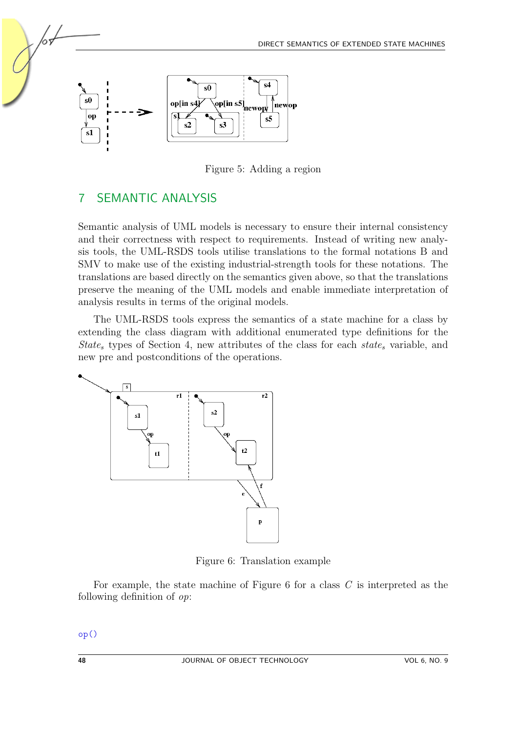Figure 5: Adding a region

## 7 SEMANTIC ANALYSIS

Semantic analysis of UML models is necessary to ensure their internal consistency and their correctness with respect to requirements. Instead of writing new analysis tools, the UML-RSDS tools utilise translations to the formal notations B and SMV to make use of the existing industrial-strength tools for these notations. The translations are based directly on the semantics given above, so that the translations preserve the meaning of the UML models and enable immediate interpretation of analysis results in terms of the original models.

The UML-RSDS tools express the semantics of a state machine for a class by extending the class diagram with additional enumerated type definitions for the $State_s$ types of Section 4, new attributes of the class for each $state_s$ variable, and new pre and postconditions of the operations.

Figure 6: Translation example

For example, the state machine of Figure 6 for a class $C$ is interpreted as the following definition of $op$:

```
op()
```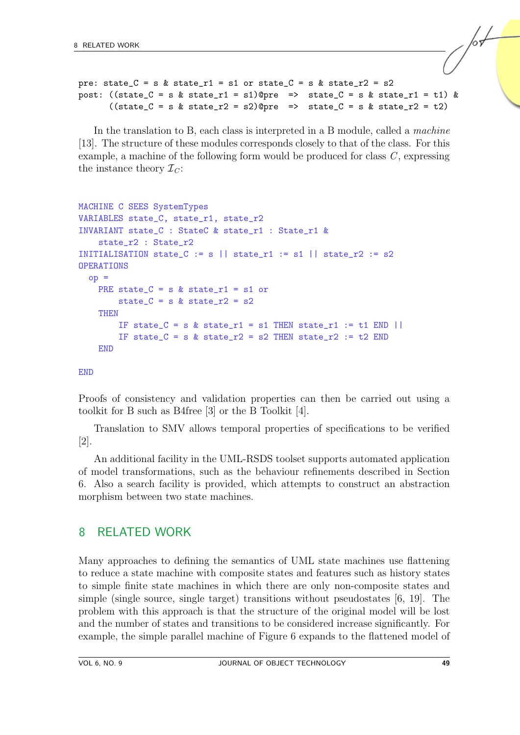```
pre: state_C = s & state_r1 = s1 or state_C = s & state_r2 = s2
post: ((state_C = s & state_r1 = s1)@pre  =>  state_C = s & state_r1 = t1) &
      ((state_C = s & state_r2 = s2)@pre  =>  state_C = s & state_r2 = t2)
```

In the translation to B, each class is interpreted in a B module, called a *machine* [13]. The structure of these modules corresponds closely to that of the class. For this example, a machine of the following form would be produced for class $C$, expressing the instance theory $\mathcal{I}_C$:

```
MACHINE C SEES SystemTypes
VARIABLES state_C, state_r1, state_r2
INVARIANT state_C : StateC & state_r1 : State_r1 &
    state_r2 : State_r2
INITIALISATION state_C := s || state_r1 := s1 || state_r2 := s2
OPERATIONS
  op =
    PRE state_C = s & state_r1 = s1 or
        state_C = s & state_r2 = s2
    THEN
        IF state_C = s & state_r1 = s1 THEN state_r1 := t1 END ||
        IF state_C = s & state_r2 = s2 THEN state_r2 := t2 END
    END

END
```

Proofs of consistency and validation properties can then be carried out using a toolkit for B such as B4free [3] or the B Toolkit [4].

Translation to SMV allows temporal properties of specifications to be verified [2].

An additional facility in the UML-RSDS toolset supports automated application of model transformations, such as the behaviour refinements described in Section 6. Also a search facility is provided, which attempts to construct an abstraction morphism between two state machines.

# 8 RELATED WORK

Many approaches to defining the semantics of UML state machines use flattening to reduce a state machine with composite states and features such as history states to simple finite state machines in which there are only non-composite states and simple (single source, single target) transitions without pseudostates [6, 19]. The problem with this approach is that the structure of the original model will be lost and the number of states and transitions to be considered increase significantly. For example, the simple parallel machine of Figure 6 expands to the flattened model of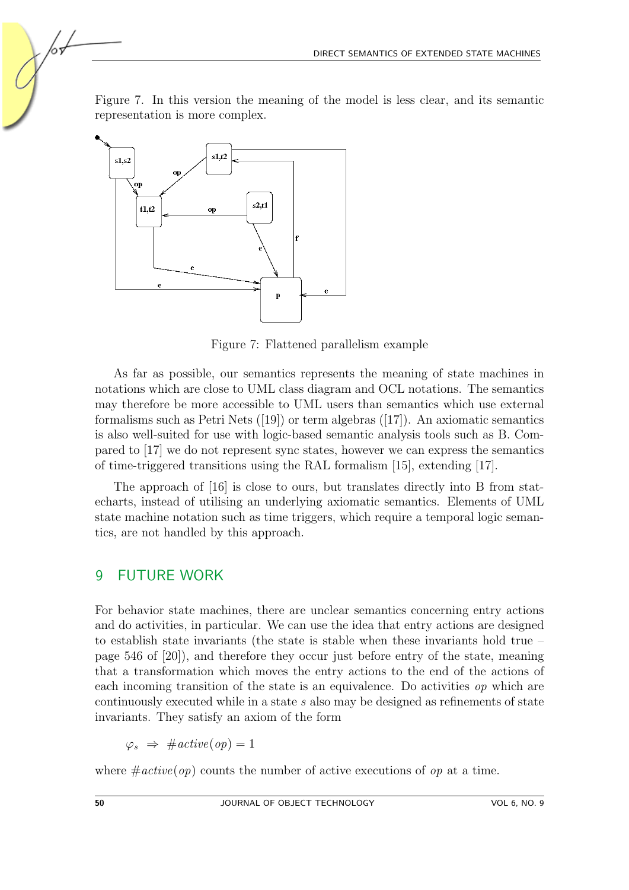Figure 7. In this version the meaning of the model is less clear, and its semantic representation is more complex.

Figure 7: Flattened parallelism example

As far as possible, our semantics represents the meaning of state machines in notations which are close to UML class diagram and OCL notations. The semantics may therefore be more accessible to UML users than semantics which use external formalisms such as Petri Nets ([19]) or term algebras ([17]). An axiomatic semantics is also well-suited for use with logic-based semantic analysis tools such as B. Compared to [17] we do not represent sync states, however we can express the semantics of time-triggered transitions using the RAL formalism [15], extending [17].

The approach of [16] is close to ours, but translates directly into B from statecharts, instead of utilising an underlying axiomatic semantics. Elements of UML state machine notation such as time triggers, which require a temporal logic semantics, are not handled by this approach.

## 9 FUTURE WORK

For behavior state machines, there are unclear semantics concerning entry actions and do activities, in particular. We can use the idea that entry actions are designed to establish state invariants (the state is stable when these invariants hold true – page 546 of [20]), and therefore they occur just before entry of the state, meaning that a transformation which moves the entry actions to the end of the actions of each incoming transition of the state is an equivalence. Do activities *op* which are continuously executed while in a state *s* also may be designed as refinements of state invariants. They satisfy an axiom of the form

$$\varphi_s \;\Rightarrow\; \#active(op) = 1$$

where $\#active(op)$ counts the number of active executions of *op* at a time.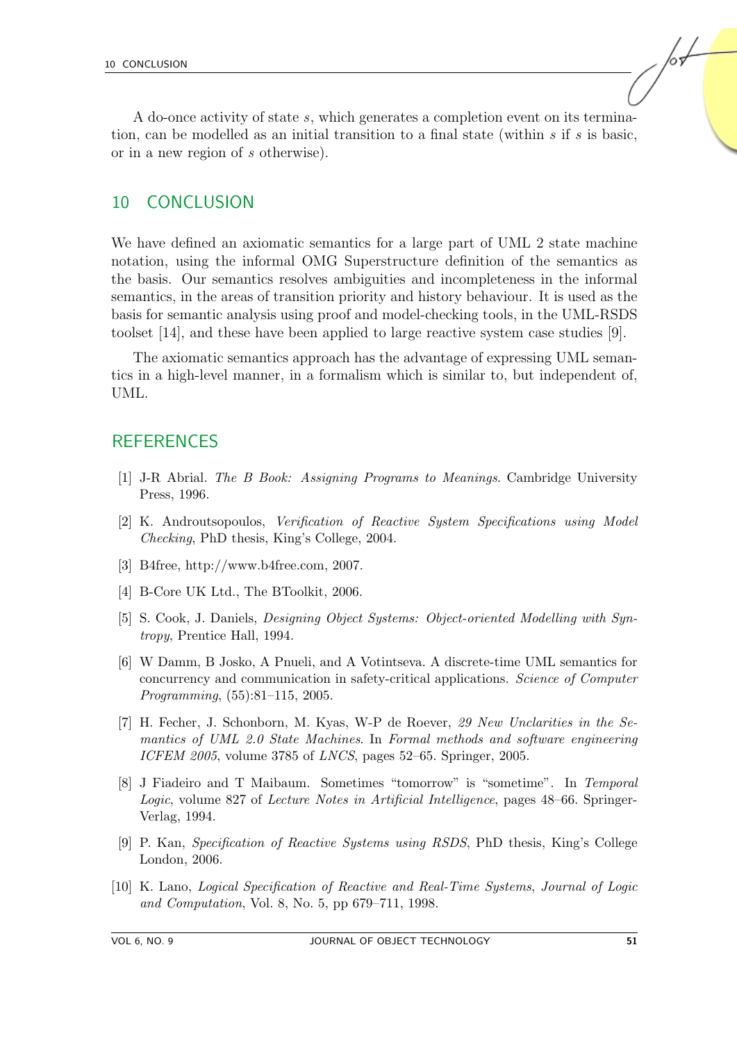A do-once activity of state $s$, which generates a completion event on its termination, can be modelled as an initial transition to a final state (within $s$ if $s$ is basic, or in a new region of $s$ otherwise).

## 10 CONCLUSION

We have defined an axiomatic semantics for a large part of UML 2 state machine notation, using the informal OMG Superstructure definition of the semantics as the basis. Our semantics resolves ambiguities and incompleteness in the informal semantics, in the areas of transition priority and history behaviour. It is used as the basis for semantic analysis using proof and model-checking tools, in the UML-RSDS toolset [14], and these have been applied to large reactive system case studies [9].

The axiomatic semantics approach has the advantage of expressing UML semantics in a high-level manner, in a formalism which is similar to, but independent of, UML.

## REFERENCES

[1] J-R Abrial. *The B Book: Assigning Programs to Meanings*. Cambridge University Press, 1996.

[2] K. Androutsopoulos, *Verification of Reactive System Specifications using Model Checking*, PhD thesis, King's College, 2004.

[3] B4free, http://www.b4free.com, 2007.

[4] B-Core UK Ltd., The BToolkit, 2006.

[5] S. Cook, J. Daniels, *Designing Object Systems: Object-oriented Modelling with Syntropy*, Prentice Hall, 1994.

[6] W Damm, B Josko, A Pnueli, and A Votintseva. A discrete-time UML semantics for concurrency and communication in safety-critical applications. *Science of Computer Programming*, (55):81–115, 2005.

[7] H. Fecher, J. Schonborn, M. Kyas, W-P de Roever, *29 New Unclarities in the Semantics of UML 2.0 State Machines*. In *Formal methods and software engineering ICFEM 2005*, volume 3785 of *LNCS*, pages 52–65. Springer, 2005.

[8] J Fiadeiro and T Maibaum. Sometimes "tomorrow" is "sometime". In *Temporal Logic*, volume 827 of *Lecture Notes in Artificial Intelligence*, pages 48–66. Springer-Verlag, 1994.

[9] P. Kan, *Specification of Reactive Systems using RSDS*, PhD thesis, King's College London, 2006.

[10] K. Lano, *Logical Specification of Reactive and Real-Time Systems*, *Journal of Logic and Computation*, Vol. 8, No. 5, pp 679–711, 1998.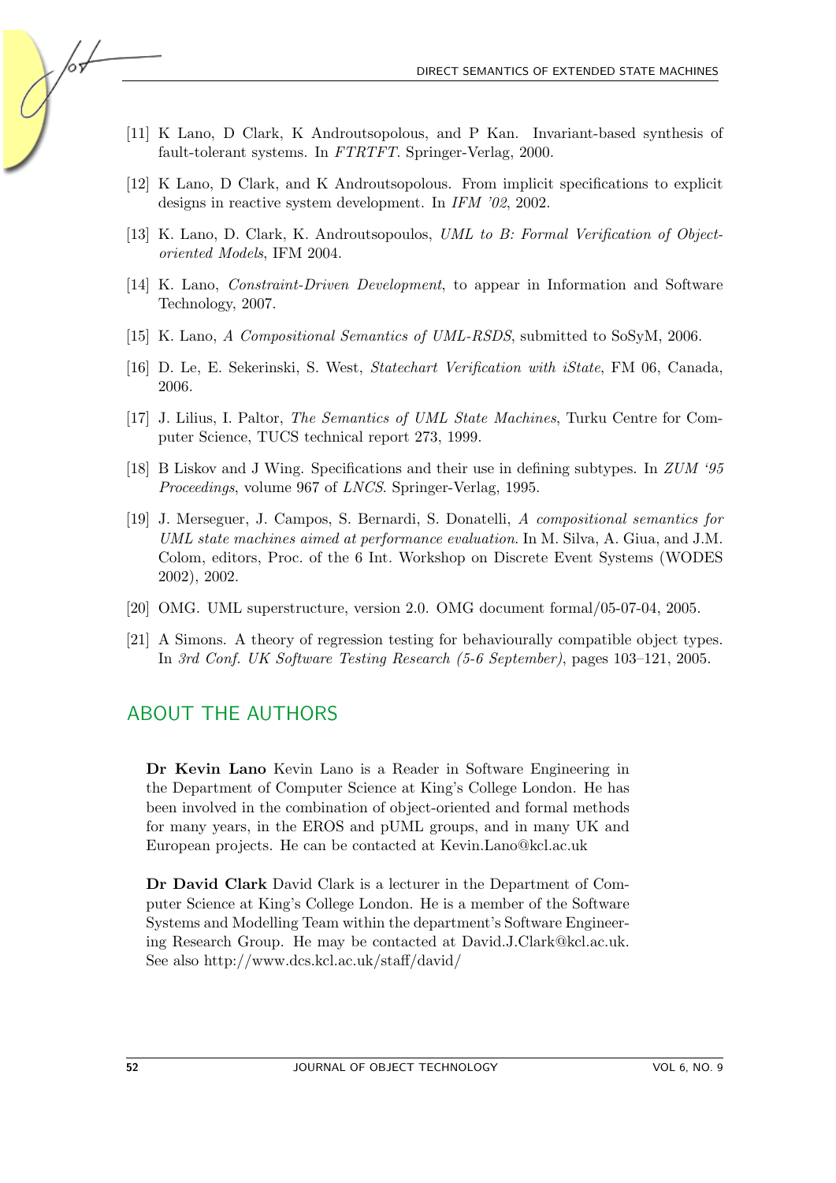[11] K Lano, D Clark, K Androutsopolous, and P Kan. Invariant-based synthesis of fault-tolerant systems. In *FTRTFT*. Springer-Verlag, 2000.

[12] K Lano, D Clark, and K Androutsopolous. From implicit specifications to explicit designs in reactive system development. In *IFM '02*, 2002.

[13] K. Lano, D. Clark, K. Androutsopoulos, *UML to B: Formal Verification of Object-oriented Models*, IFM 2004.

[14] K. Lano, *Constraint-Driven Development*, to appear in Information and Software Technology, 2007.

[15] K. Lano, *A Compositional Semantics of UML-RSDS*, submitted to SoSyM, 2006.

[16] D. Le, E. Sekerinski, S. West, *Statechart Verification with iState*, FM 06, Canada, 2006.

[17] J. Lilius, I. Paltor, *The Semantics of UML State Machines*, Turku Centre for Computer Science, TUCS technical report 273, 1999.

[18] B Liskov and J Wing. Specifications and their use in defining subtypes. In *ZUM '95 Proceedings*, volume 967 of *LNCS*. Springer-Verlag, 1995.

[19] J. Merseguer, J. Campos, S. Bernardi, S. Donatelli, *A compositional semantics for UML state machines aimed at performance evaluation*. In M. Silva, A. Giua, and J.M. Colom, editors, Proc. of the 6 Int. Workshop on Discrete Event Systems (WODES 2002), 2002.

[20] OMG. UML superstructure, version 2.0. OMG document formal/05-07-04, 2005.

[21] A Simons. A theory of regression testing for behaviourally compatible object types. In *3rd Conf. UK Software Testing Research (5-6 September)*, pages 103–121, 2005.

## ABOUT THE AUTHORS

**Dr Kevin Lano** Kevin Lano is a Reader in Software Engineering in the Department of Computer Science at King's College London. He has been involved in the combination of object-oriented and formal methods for many years, in the EROS and pUML groups, and in many UK and European projects. He can be contacted at Kevin.Lano@kcl.ac.uk

**Dr David Clark** David Clark is a lecturer in the Department of Computer Science at King's College London. He is a member of the Software Systems and Modelling Team within the department's Software Engineering Research Group. He may be contacted at David.J.Clark@kcl.ac.uk. See also http://www.dcs.kcl.ac.uk/staff/david/